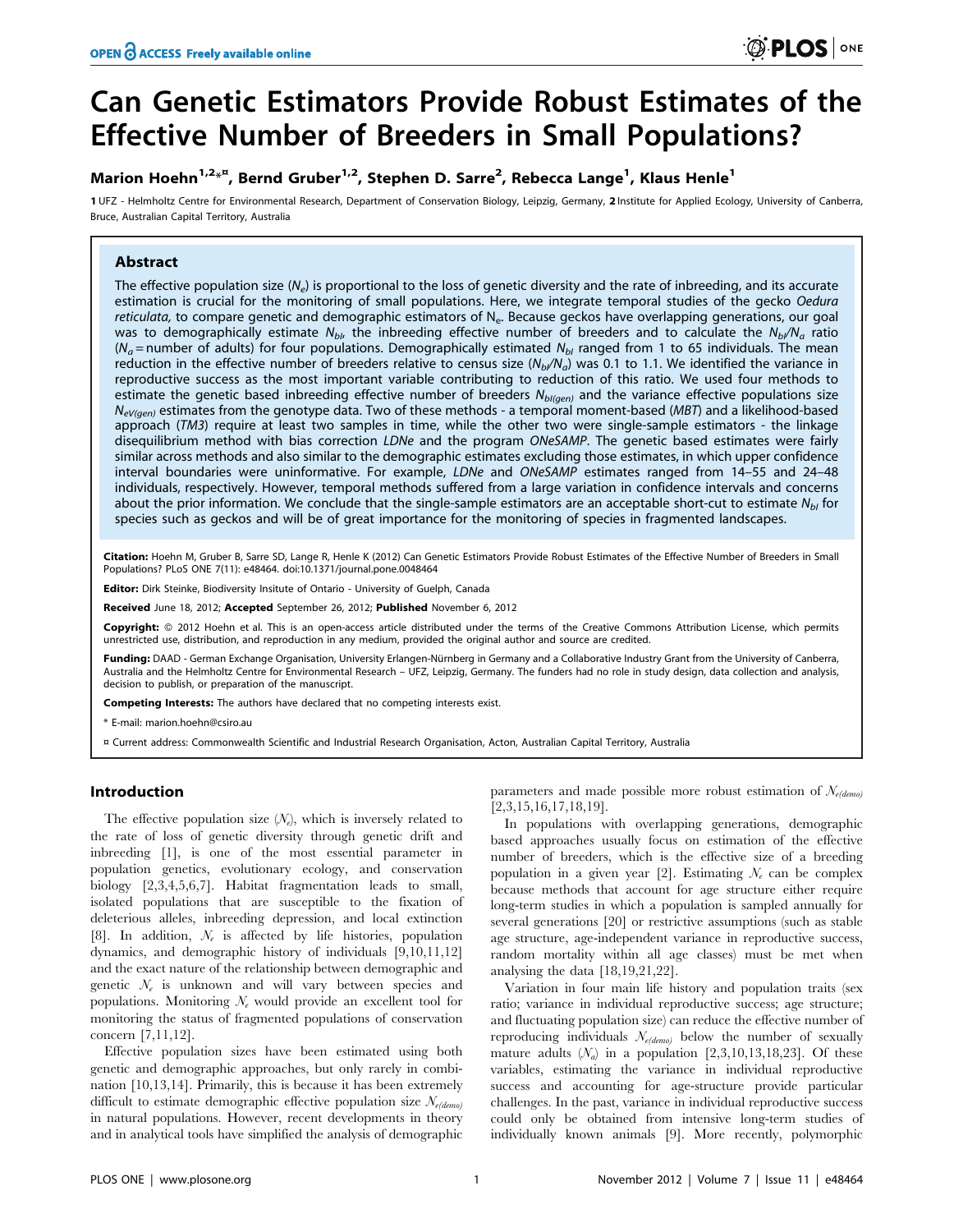# Can Genetic Estimators Provide Robust Estimates of the Effective Number of Breeders in Small Populations?

**Marion Hoehn[1,2]*¤, Bernd Gruber[1,2], Stephen D. Sarre[2], Rebecca Lange[1], Klaus Henle[1]**

1 UFZ - Helmholtz Centre for Environmental Research, Department of Conservation Biology, Leipzig, Germany, 2 Institute for Applied Ecology, University of Canberra, Bruce, Australian Capital Territory, Australia

## Abstract

The effective population size ($N_e$) is proportional to the loss of genetic diversity and the rate of inbreeding, and its accurate estimation is crucial for the monitoring of small populations. Here, we integrate temporal studies of the gecko *Oedura reticulata*, to compare genetic and demographic estimators of $N_e$. Because geckos have overlapping generations, our goal was to demographically estimate $N_{bI}$, the inbreeding effective number of breeders and to calculate the $N_{bI}/N_a$ ratio ($N_a$ = number of adults) for four populations. Demographically estimated $N_{bI}$ ranged from 1 to 65 individuals. The mean reduction in the effective number of breeders relative to census size ($N_{bI}/N_a$) was 0.1 to 1.1. We identified the variance in reproductive success as the most important variable contributing to reduction of this ratio. We used four methods to estimate the genetic based inbreeding effective number of breeders $N_{bI(gen)}$ and the variance effective populations size $N_{eV(gen)}$ estimates from the genotype data. Two of these methods - a temporal moment-based (*MBT*) and a likelihood-based approach (*TM3*) require at least two samples in time, while the other two were single-sample estimators - the linkage disequilibrium method with bias correction *LDNe* and the program *ONeSAMP*. The genetic based estimates were fairly similar across methods and also similar to the demographic estimates excluding those estimates, in which upper confidence interval boundaries were uninformative. For example, *LDNe* and *ONeSAMP* estimates ranged from 14–55 and 24–48 individuals, respectively. However, temporal methods suffered from a large variation in confidence intervals and concerns about the prior information. We conclude that the single-sample estimators are an acceptable short-cut to estimate $N_{bI}$ for species such as geckos and will be of great importance for the monitoring of species in fragmented landscapes.

**Citation:** Hoehn M, Gruber B, Sarre SD, Lange R, Henle K (2012) Can Genetic Estimators Provide Robust Estimates of the Effective Number of Breeders in Small Populations? PLoS ONE 7(11): e48464. doi:10.1371/journal.pone.0048464

**Editor:** Dirk Steinke, Biodiversity Insitute of Ontario - University of Guelph, Canada

**Received** June 18, 2012; **Accepted** September 26, 2012; **Published** November 6, 2012

**Copyright:** © 2012 Hoehn et al. This is an open-access article distributed under the terms of the Creative Commons Attribution License, which permits unrestricted use, distribution, and reproduction in any medium, provided the original author and source are credited.

**Funding:** DAAD - German Exchange Organisation, University Erlangen-Nürnberg in Germany and a Collaborative Industry Grant from the University of Canberra, Australia and the Helmholtz Centre for Environmental Research – UFZ, Leipzig, Germany. The funders had no role in study design, data collection and analysis, decision to publish, or preparation of the manuscript.

**Competing Interests:** The authors have declared that no competing interests exist.

\* E-mail: marion.hoehn@csiro.au

¤ Current address: Commonwealth Scientific and Industrial Research Organisation, Acton, Australian Capital Territory, Australia

## Introduction

The effective population size ($N_e$), which is inversely related to the rate of loss of genetic diversity through genetic drift and inbreeding [1], is one of the most essential parameter in population genetics, evolutionary ecology, and conservation biology [2,3,4,5,6,7]. Habitat fragmentation leads to small, isolated populations that are susceptible to the fixation of deleterious alleles, inbreeding depression, and local extinction [8]. In addition, $N_e$ is affected by life histories, population dynamics, and demographic history of individuals [9,10,11,12] and the exact nature of the relationship between demographic and genetic $N_e$ is unknown and will vary between species and populations. Monitoring $N_e$ would provide an excellent tool for monitoring the status of fragmented populations of conservation concern [7,11,12].

Effective population sizes have been estimated using both genetic and demographic approaches, but only rarely in combination [10,13,14]. Primarily, this is because it has been extremely difficult to estimate demographic effective population size $N_{e(demo)}$ in natural populations. However, recent developments in theory and in analytical tools have simplified the analysis of demographic parameters and made possible more robust estimation of $N_{e(demo)}$ [2,3,15,16,17,18,19].

In populations with overlapping generations, demographic based approaches usually focus on estimation of the effective number of breeders, which is the effective size of a breeding population in a given year [2]. Estimating $N_e$ can be complex because methods that account for age structure either require long-term studies in which a population is sampled annually for several generations [20] or restrictive assumptions (such as stable age structure, age-independent variance in reproductive success, random mortality within all age classes) must be met when analysing the data [18,19,21,22].

Variation in four main life history and population traits (sex ratio; variance in individual reproductive success; age structure; and fluctuating population size) can reduce the effective number of reproducing individuals $N_{e(demo)}$ below the number of sexually mature adults ($N_a$) in a population [2,3,10,13,18,23]. Of these variables, estimating the variance in individual reproductive success and accounting for age-structure provide particular challenges. In the past, variance in individual reproductive success could only be obtained from intensive long-term studies of individually known animals [9]. More recently, polymorphic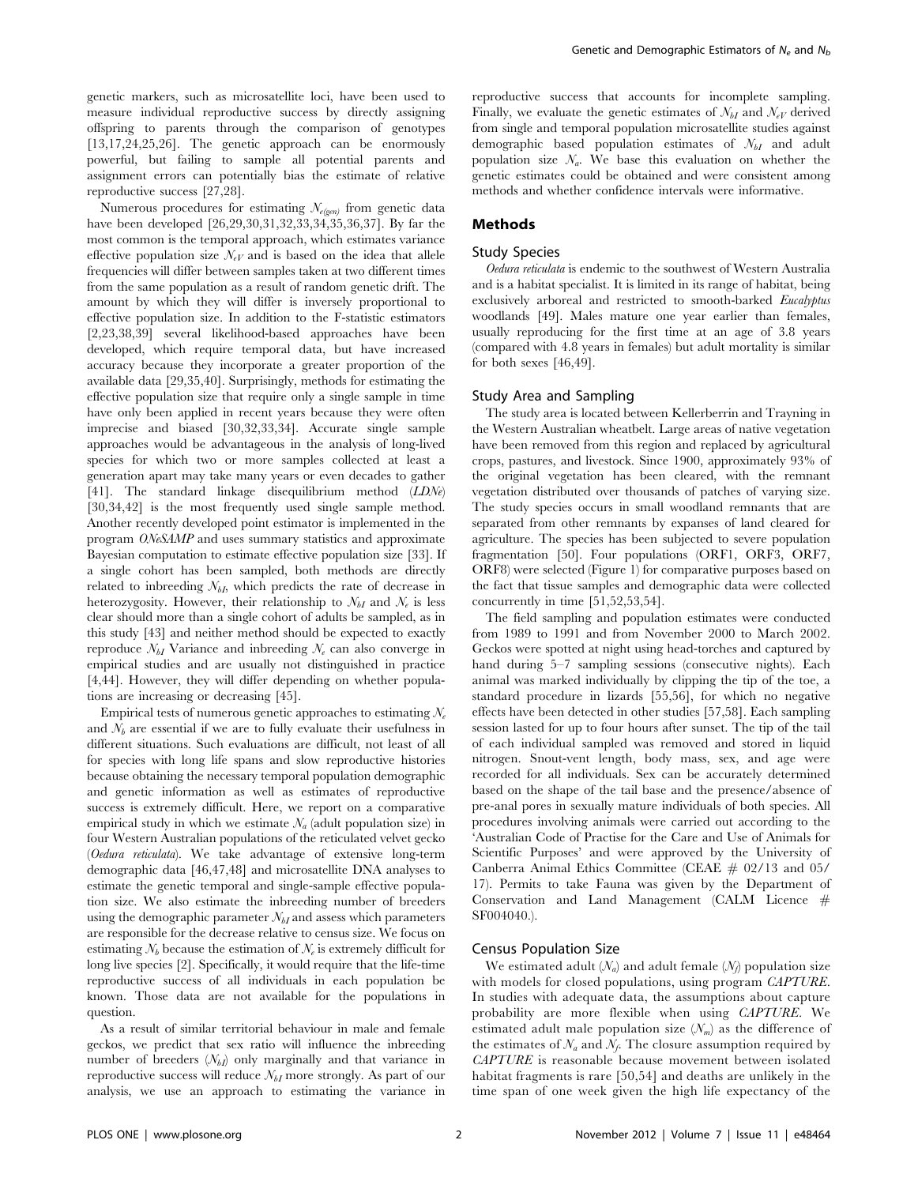genetic markers, such as microsatellite loci, have been used to measure individual reproductive success by directly assigning offspring to parents through the comparison of genotypes [13,17,24,25,26]. The genetic approach can be enormously powerful, but failing to sample all potential parents and assignment errors can potentially bias the estimate of relative reproductive success [27,28].

Numerous procedures for estimating $N_{e(gen)}$ from genetic data have been developed [26,29,30,31,32,33,34,35,36,37]. By far the most common is the temporal approach, which estimates variance effective population size $N_{eV}$ and is based on the idea that allele frequencies will differ between samples taken at two different times from the same population as a result of random genetic drift. The amount by which they will differ is inversely proportional to effective population size. In addition to the F-statistic estimators [2,23,38,39] several likelihood-based approaches have been developed, which require temporal data, but have increased accuracy because they incorporate a greater proportion of the available data [29,35,40]. Surprisingly, methods for estimating the effective population size that require only a single sample in time have only been applied in recent years because they were often imprecise and biased [30,32,33,34]. Accurate single sample approaches would be advantageous in the analysis of long-lived species for which two or more samples collected at least a generation apart may take many years or even decades to gather [41]. The standard linkage disequilibrium method (*LDNe*) [30,34,42] is the most frequently used single sample method. Another recently developed point estimator is implemented in the program *ONeSAMP* and uses summary statistics and approximate Bayesian computation to estimate effective population size [33]. If a single cohort has been sampled, both methods are directly related to inbreeding $N_{bI}$, which predicts the rate of decrease in heterozygosity. However, their relationship to $N_{bI}$ and $N_e$ is less clear should more than a single cohort of adults be sampled, as in this study [43] and neither method should be expected to exactly reproduce $N_{bI}$ Variance and inbreeding $N_e$ can also converge in empirical studies and are usually not distinguished in practice [4,44]. However, they will differ depending on whether populations are increasing or decreasing [45].

Empirical tests of numerous genetic approaches to estimating $N_e$ and $N_b$ are essential if we are to fully evaluate their usefulness in different situations. Such evaluations are difficult, not least of all for species with long life spans and slow reproductive histories because obtaining the necessary temporal population demographic and genetic information as well as estimates of reproductive success is extremely difficult. Here, we report on a comparative empirical study in which we estimate $N_a$ (adult population size) in four Western Australian populations of the reticulated velvet gecko (*Oedura reticulata*). We take advantage of extensive long-term demographic data [46,47,48] and microsatellite DNA analyses to estimate the genetic temporal and single-sample effective population size. We also estimate the inbreeding number of breeders using the demographic parameter $N_{bI}$ and assess which parameters are responsible for the decrease relative to census size. We focus on estimating $N_b$ because the estimation of $N_e$ is extremely difficult for long live species [2]. Specifically, it would require that the life-time reproductive success of all individuals in each population be known. Those data are not available for the populations in question.

As a result of similar territorial behaviour in male and female geckos, we predict that sex ratio will influence the inbreeding number of breeders ($N_{bI}$) only marginally and that variance in reproductive success will reduce $N_{bI}$ more strongly. As part of our analysis, we use an approach to estimating the variance in reproductive success that accounts for incomplete sampling. Finally, we evaluate the genetic estimates of $N_{bI}$ and $N_{eV}$ derived from single and temporal population microsatellite studies against demographic based population estimates of $N_{bI}$ and adult population size $N_a$. We base this evaluation on whether the genetic estimates could be obtained and were consistent among methods and whether confidence intervals were informative.

## Methods

### Study Species

*Oedura reticulata* is endemic to the southwest of Western Australia and is a habitat specialist. It is limited in its range of habitat, being exclusively arboreal and restricted to smooth-barked *Eucalyptus* woodlands [49]. Males mature one year earlier than females, usually reproducing for the first time at an age of 3.8 years (compared with 4.8 years in females) but adult mortality is similar for both sexes [46,49].

### Study Area and Sampling

The study area is located between Kellerberrin and Trayning in the Western Australian wheatbelt. Large areas of native vegetation have been removed from this region and replaced by agricultural crops, pastures, and livestock. Since 1900, approximately 93% of the original vegetation has been cleared, with the remnant vegetation distributed over thousands of patches of varying size. The study species occurs in small woodland remnants that are separated from other remnants by expanses of land cleared for agriculture. The species has been subjected to severe population fragmentation [50]. Four populations (ORF1, ORF3, ORF7, ORF8) were selected (Figure 1) for comparative purposes based on the fact that tissue samples and demographic data were collected concurrently in time [51,52,53,54].

The field sampling and population estimates were conducted from 1989 to 1991 and from November 2000 to March 2002. Geckos were spotted at night using head-torches and captured by hand during 5–7 sampling sessions (consecutive nights). Each animal was marked individually by clipping the tip of the toe, a standard procedure in lizards [55,56], for which no negative effects have been detected in other studies [57,58]. Each sampling session lasted for up to four hours after sunset. The tip of the tail of each individual sampled was removed and stored in liquid nitrogen. Snout-vent length, body mass, sex, and age were recorded for all individuals. Sex can be accurately determined based on the shape of the tail base and the presence/absence of pre-anal pores in sexually mature individuals of both species. All procedures involving animals were carried out according to the 'Australian Code of Practise for the Care and Use of Animals for Scientific Purposes' and were approved by the University of Canberra Animal Ethics Committee (CEAE # 02/13 and 05/17). Permits to take Fauna was given by the Department of Conservation and Land Management (CALM Licence # SF004040.).

### Census Population Size

We estimated adult ($N_a$) and adult female ($N_f$) population size with models for closed populations, using program *CAPTURE*. In studies with adequate data, the assumptions about capture probability are more flexible when using *CAPTURE*. We estimated adult male population size ($N_m$) as the difference of the estimates of $N_a$ and $N_f$. The closure assumption required by *CAPTURE* is reasonable because movement between isolated habitat fragments is rare [50,54] and deaths are unlikely in the time span of one week given the high life expectancy of the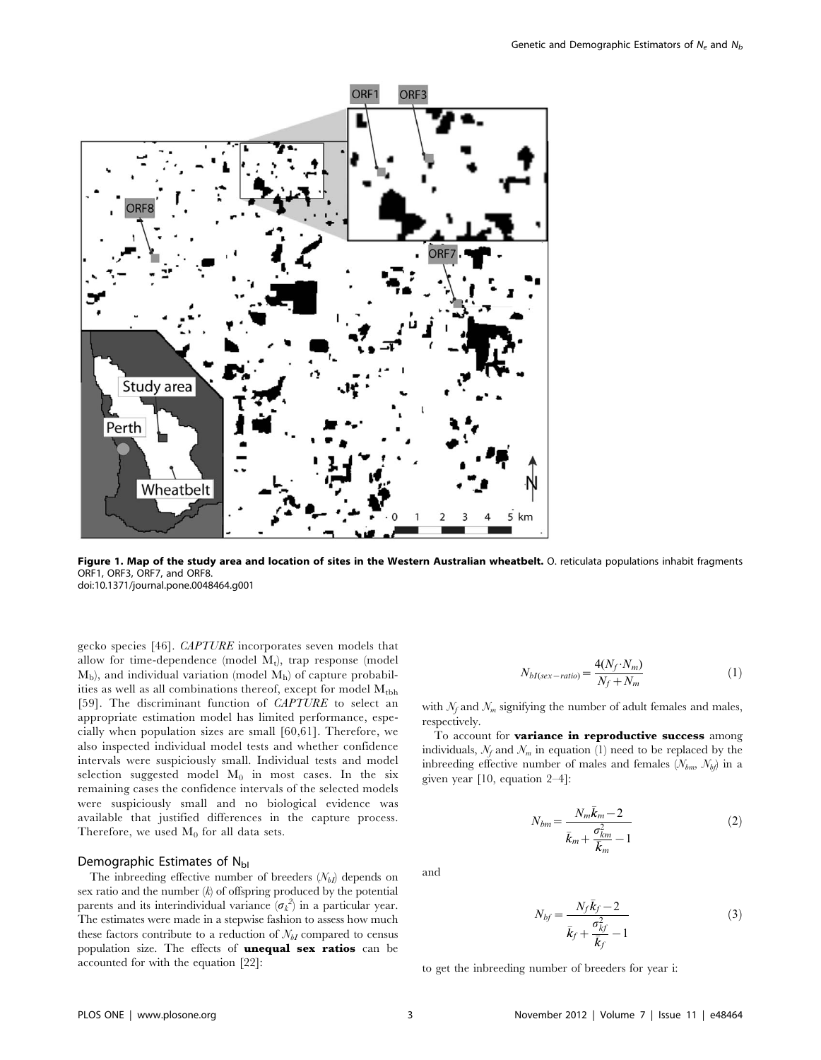**Figure 1. Map of the study area and location of sites in the Western Australian wheatbelt.** O. reticulata populations inhabit fragments ORF1, ORF3, ORF7, and ORF8.
doi:10.1371/journal.pone.0048464.g001

gecko species [46]. *CAPTURE* incorporates seven models that allow for time-dependence (model $M_t$), trap response (model $M_b$), and individual variation (model $M_h$) of capture probabilities as well as all combinations thereof, except for model $M_{tbh}$ [59]. The discriminant function of *CAPTURE* to select an appropriate estimation model has limited performance, especially when population sizes are small [60,61]. Therefore, we also inspected individual model tests and whether confidence intervals were suspiciously small. Individual tests and model selection suggested model $M_0$ in most cases. In the six remaining cases the confidence intervals of the selected models were suspiciously small and no biological evidence was available that justified differences in the capture process. Therefore, we used $M_0$ for all data sets.

## Demographic Estimates of $N_{bI}$

The inbreeding effective number of breeders ($N_{bI}$) depends on sex ratio and the number ($k$) of offspring produced by the potential parents and its interindividual variance ($\sigma_k^2$) in a particular year. The estimates were made in a stepwise fashion to assess how much these factors contribute to a reduction of $N_{bI}$ compared to census population size. The effects of **unequal sex ratios** can be accounted for with the equation [22]:

$$N_{bI(sex-ratio)} = \frac{4(N_f \cdot N_m)}{N_f + N_m} \tag{1}$$

with $N_f$ and $N_m$ signifying the number of adult females and males, respectively.

To account for **variance in reproductive success** among individuals, $N_f$ and $N_m$ in equation (1) need to be replaced by the inbreeding effective number of males and females ($N_{bm}$, $N_{bf}$) in a given year [10, equation 2–4]:

$$N_{bm} = \frac{N_m \bar{k}_m - 2}{\bar{k}_m + \frac{\sigma_{km}^2}{\bar{k}_m} - 1} \tag{2}$$

and

$$N_{bf} = \frac{N_f \bar{k}_f - 2}{\bar{k}_f + \frac{\sigma_{kf}^2}{\bar{k}_f} - 1} \tag{3}$$

to get the inbreeding number of breeders for year i: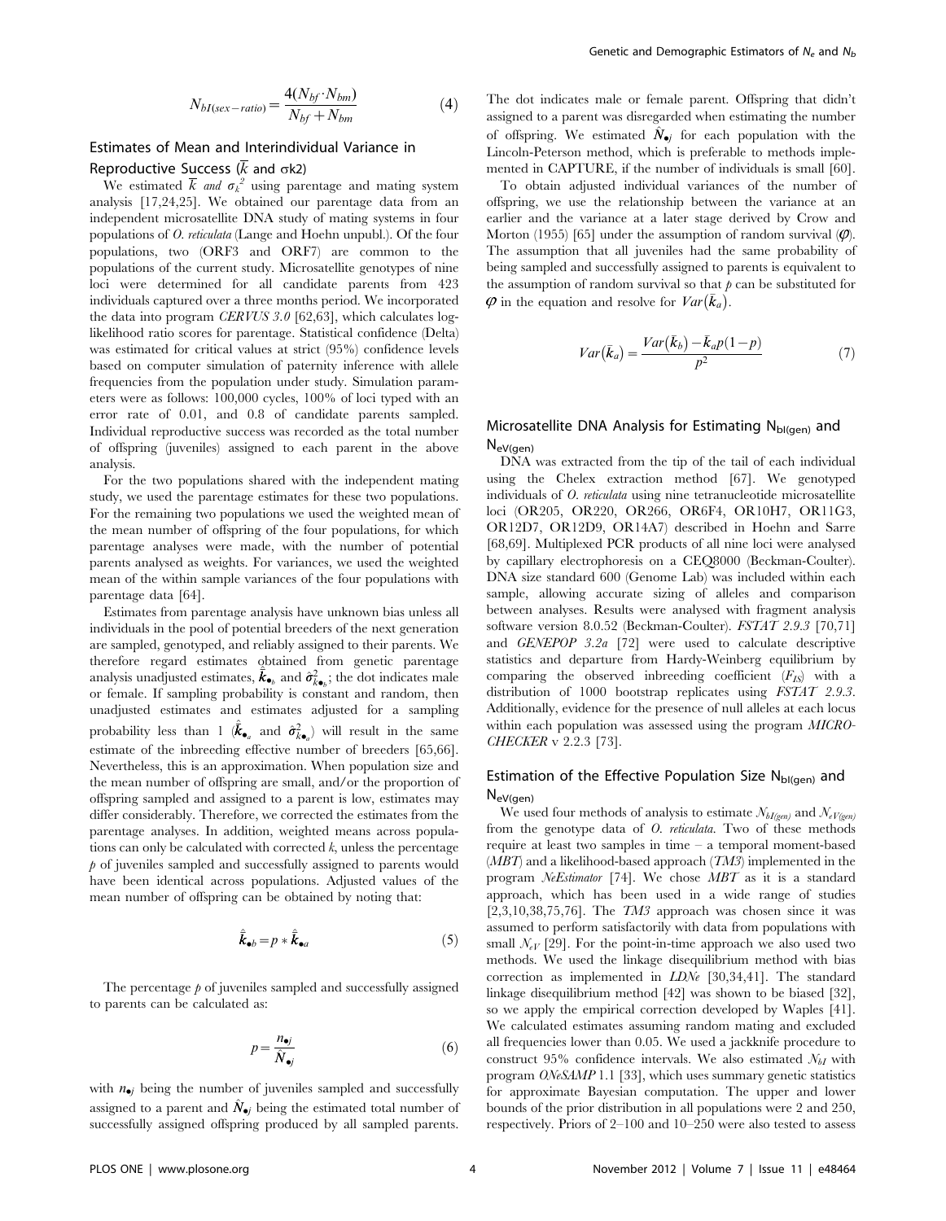$$N_{bI(sex-ratio)} = \frac{4(N_{bf} \cdot N_{bm})}{N_{bf} + N_{bm}} \quad (4)$$

## Estimates of Mean and Interindividual Variance in Reproductive Success ($\overline{k}$ and $\sigma k2$)

We estimated $\overline{k}$ and $\sigma_k^2$ using parentage and mating system analysis [17,24,25]. We obtained our parentage data from an independent microsatellite DNA study of mating systems in four populations of *O. reticulata* (Lange and Hoehn unpubl.). Of the four populations, two (ORF3 and ORF7) are common to the populations of the current study. Microsatellite genotypes of nine loci were determined for all candidate parents from 423 individuals captured over a three months period. We incorporated the data into program *CERVUS 3.0* [62,63], which calculates log-likelihood ratio scores for parentage. Statistical confidence (Delta) was estimated for critical values at strict (95%) confidence levels based on computer simulation of paternity inference with allele frequencies from the population under study. Simulation parameters were as follows: 100,000 cycles, 100% of loci typed with an error rate of 0.01, and 0.8 of candidate parents sampled. Individual reproductive success was recorded as the total number of offspring (juveniles) assigned to each parent in the above analysis.

For the two populations shared with the independent mating study, we used the parentage estimates for these two populations. For the remaining two populations we used the weighted mean of the mean number of offspring of the four populations, for which parentage analyses were made, with the number of potential parents analysed as weights. For variances, we used the weighted mean of the within sample variances of the four populations with parentage data [64].

Estimates from parentage analysis have unknown bias unless all individuals in the pool of potential breeders of the next generation are sampled, genotyped, and reliably assigned to their parents. We therefore regard estimates obtained from genetic parentage analysis unadjusted estimates, $\hat{\bar{k}}_{\bullet_b}$ and $\hat{\sigma}^2_{k\bullet_b}$; the dot indicates male or female. If sampling probability is constant and random, then unadjusted estimates and estimates adjusted for a sampling probability less than 1 ($\hat{\bar{k}}_{\bullet_a}$ and $\hat{\sigma}^2_{k\bullet_a}$) will result in the same estimate of the inbreeding effective number of breeders [65,66]. Nevertheless, this is an approximation. When population size and the mean number of offspring are small, and/or the proportion of offspring sampled and assigned to a parent is low, estimates may differ considerably. Therefore, we corrected the estimates from the parentage analyses. In addition, weighted means across populations can only be calculated with corrected $k$, unless the percentage $p$ of juveniles sampled and successfully assigned to parents would have been identical across populations. Adjusted values of the mean number of offspring can be obtained by noting that:

$$\hat{\bar{k}}_{\bullet b} = p * \hat{\bar{k}}_{\bullet a} \quad (5)$$

The percentage $p$ of juveniles sampled and successfully assigned to parents can be calculated as:

$$p = \frac{n_{\bullet j}}{\hat{N}_{\bullet j}} \quad (6)$$

with $n_{\bullet j}$ being the number of juveniles sampled and successfully assigned to a parent and $\hat{N}_{\bullet j}$ being the estimated total number of successfully assigned offspring produced by all sampled parents. The dot indicates male or female parent. Offspring that didn't assigned to a parent was disregarded when estimating the number of offspring. We estimated $\hat{N}_{\bullet j}$ for each population with the Lincoln-Peterson method, which is preferable to methods implemented in CAPTURE, if the number of individuals is small [60].

To obtain adjusted individual variances of the number of offspring, we use the relationship between the variance at an earlier and the variance at a later stage derived by Crow and Morton (1955) [65] under the assumption of random survival ($\varphi$). The assumption that all juveniles had the same probability of being sampled and successfully assigned to parents is equivalent to the assumption of random survival so that $p$ can be substituted for $\varphi$ in the equation and resolve for $Var(\bar{k}_a)$.

$$Var(\bar{k}_a) = \frac{Var(\bar{k}_b) - \bar{k}_a p(1-p)}{p^2} \quad (7)$$

## Microsatellite DNA Analysis for Estimating $N_{bI(gen)}$ and $N_{eV(gen)}$

DNA was extracted from the tip of the tail of each individual using the Chelex extraction method [67]. We genotyped individuals of *O. reticulata* using nine tetranucleotide microsatellite loci (OR205, OR220, OR266, OR6F4, OR10H7, OR11G3, OR12D7, OR12D9, OR14A7) described in Hoehn and Sarre [68,69]. Multiplexed PCR products of all nine loci were analysed by capillary electrophoresis on a CEQ8000 (Beckman-Coulter). DNA size standard 600 (Genome Lab) was included within each sample, allowing accurate sizing of alleles and comparison between analyses. Results were analysed with fragment analysis software version 8.0.52 (Beckman-Coulter). *FSTAT 2.9.3* [70,71] and *GENEPOP 3.2a* [72] were used to calculate descriptive statistics and departure from Hardy-Weinberg equilibrium by comparing the observed inbreeding coefficient ($F_{IS}$) with a distribution of 1000 bootstrap replicates using *FSTAT 2.9.3*. Additionally, evidence for the presence of null alleles at each locus within each population was assessed using the program *MICRO-CHECKER* v 2.2.3 [73].

## Estimation of the Effective Population Size $N_{bI(gen)}$ and $N_{eV(gen)}$

We used four methods of analysis to estimate $N_{bI(gen)}$ and $N_{eV(gen)}$ from the genotype data of *O. reticulata*. Two of these methods require at least two samples in time – a temporal moment-based (*MBT*) and a likelihood-based approach (*TM3*) implemented in the program *NeEstimator* [74]. We chose *MBT* as it is a standard approach, which has been used in a wide range of studies [2,3,10,38,75,76]. The *TM3* approach was chosen since it was assumed to perform satisfactorily with data from populations with small $N_{eV}$ [29]. For the point-in-time approach we also used two methods. We used the linkage disequilibrium method with bias correction as implemented in *LDNe* [30,34,41]. The standard linkage disequilibrium method [42] was shown to be biased [32], so we apply the empirical correction developed by Waples [41]. We calculated estimates assuming random mating and excluded all frequencies lower than 0.05. We used a jackknife procedure to construct 95% confidence intervals. We also estimated $N_{bI}$ with program *ONeSAMP* 1.1 [33], which uses summary genetic statistics for approximate Bayesian computation. The upper and lower bounds of the prior distribution in all populations were 2 and 250, respectively. Priors of 2–100 and 10–250 were also tested to assess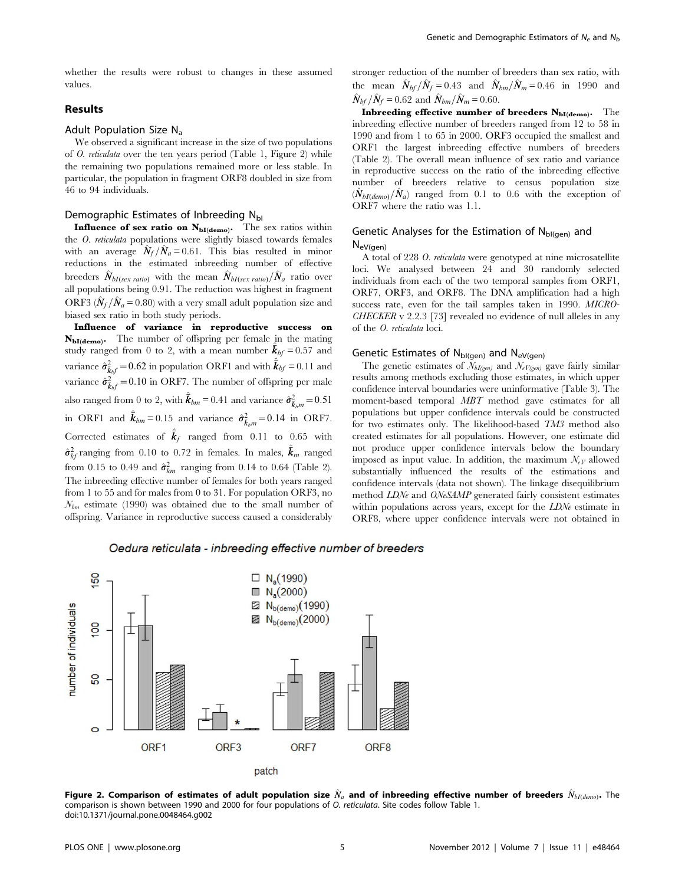whether the results were robust to changes in these assumed values.

## Results

### Adult Population Size $N_a$

We observed a significant increase in the size of two populations of *O. reticulata* over the ten years period (Table 1, Figure 2) while the remaining two populations remained more or less stable. In particular, the population in fragment ORF8 doubled in size from 46 to 94 individuals.

### Demographic Estimates of Inbreeding $N_{bI}$

**Influence of sex ratio on $N_{bI(demo)}$.** The sex ratios within the *O. reticulata* populations were slightly biased towards females with an average $\hat{N}_f/\hat{N}_a = 0.61$. This bias resulted in minor reductions in the estimated inbreeding number of effective breeders $\hat{N}_{bI(sex\ ratio)}$ with the mean $\hat{N}_{bI(sex\ ratio)}/\hat{N}_a$ ratio over all populations being 0.91. The reduction was highest in fragment ORF3 ($\hat{N}_f/\hat{N}_a = 0.80$) with a very small adult population size and biased sex ratio in both study periods.

**Influence of variance in reproductive success on $N_{bI(demo)}$.** The number of offspring per female in the mating study ranged from 0 to 2, with a mean number $\bar{\hat{k}}_{bf} = 0.57$ and variance $\hat{\sigma}^2_{\hat{k}_{bf}} = 0.62$ in population ORF1 and with $\bar{\hat{k}}_{bf} = 0.11$ and variance $\hat{\sigma}^2_{\hat{k}_{bf}} = 0.10$ in ORF7. The number of offspring per male also ranged from 0 to 2, with $\bar{\hat{k}}_{bm} = 0.41$ and variance $\hat{\sigma}^2_{\hat{k}_{bm}} = 0.51$ in ORF1 and $\bar{\hat{k}}_{bm} = 0.15$ and variance $\hat{\sigma}^2_{\hat{k}_{bm}} = 0.14$ in ORF7. Corrected estimates of $\bar{\hat{k}}_f$ ranged from 0.11 to 0.65 with $\hat{\sigma}^2_{\hat{k}f}$ ranging from 0.10 to 0.72 in females. In males, $\bar{\hat{k}}_m$ ranged from 0.15 to 0.49 and $\hat{\sigma}^2_{\hat{k}m}$ ranging from 0.14 to 0.64 (Table 2). The inbreeding effective number of females for both years ranged from 1 to 55 and for males from 0 to 31. For population ORF3, no $N_{bm}$ estimate (1990) was obtained due to the small number of offspring. Variance in reproductive success caused a considerably stronger reduction of the number of breeders than sex ratio, with the mean $\hat{N}_{bf}/\hat{N}_f = 0.43$ and $\hat{N}_{bm}/\hat{N}_m = 0.46$ in 1990 and $\hat{N}_{bf}/\hat{N}_f = 0.62$ and $\hat{N}_{bm}/\hat{N}_m = 0.60$.

**Inbreeding effective number of breeders $N_{bI(demo)}$.** The inbreeding effective number of breeders ranged from 12 to 58 in 1990 and from 1 to 65 in 2000. ORF3 occupied the smallest and ORF1 the largest inbreeding effective numbers of breeders (Table 2). The overall mean influence of sex ratio and variance in reproductive success on the ratio of the inbreeding effective number of breeders relative to census population size ($\hat{N}_{bI(demo)}/\hat{N}_a$) ranged from 0.1 to 0.6 with the exception of ORF7 where the ratio was 1.1.

### Genetic Analyses for the Estimation of $N_{bI(gen)}$ and $N_{eV(gen)}$

A total of 228 *O. reticulata* were genotyped at nine microsatellite loci. We analysed between 24 and 30 randomly selected individuals from each of the two temporal samples from ORF1, ORF7, ORF3, and ORF8. The DNA amplification had a high success rate, even for the tail samples taken in 1990. *MICRO-CHECKER* v 2.2.3 [73] revealed no evidence of null alleles in any of the *O. reticulata* loci.

### Genetic Estimates of $N_{bI(gen)}$ and $N_{eV(gen)}$

The genetic estimates of $N_{bI(gen)}$ and $N_{eV(gen)}$ gave fairly similar results among methods excluding those estimates, in which upper confidence interval boundaries were uninformative (Table 3). The moment-based temporal *MBT* method gave estimates for all populations but upper confidence intervals could be constructed for two estimates only. The likelihood-based *TM3* method also created estimates for all populations. However, one estimate did not produce upper confidence intervals below the boundary imposed as input value. In addition, the maximum $N_{eV}$ allowed substantially influenced the results of the estimations and confidence intervals (data not shown). The linkage disequilibrium method *LDNe* and *ONeSAMP* generated fairly consistent estimates within populations across years, except for the *LDNe* estimate in ORF8, where upper confidence intervals were not obtained in

**Figure 2. Comparison of estimates of adult population size $\hat{N}_a$ and of inbreeding effective number of breeders $\hat{N}_{bI(demo)}$.** The comparison is shown between 1990 and 2000 for four populations of *O. reticulata*. Site codes follow Table 1.
doi:10.1371/journal.pone.0048464.g002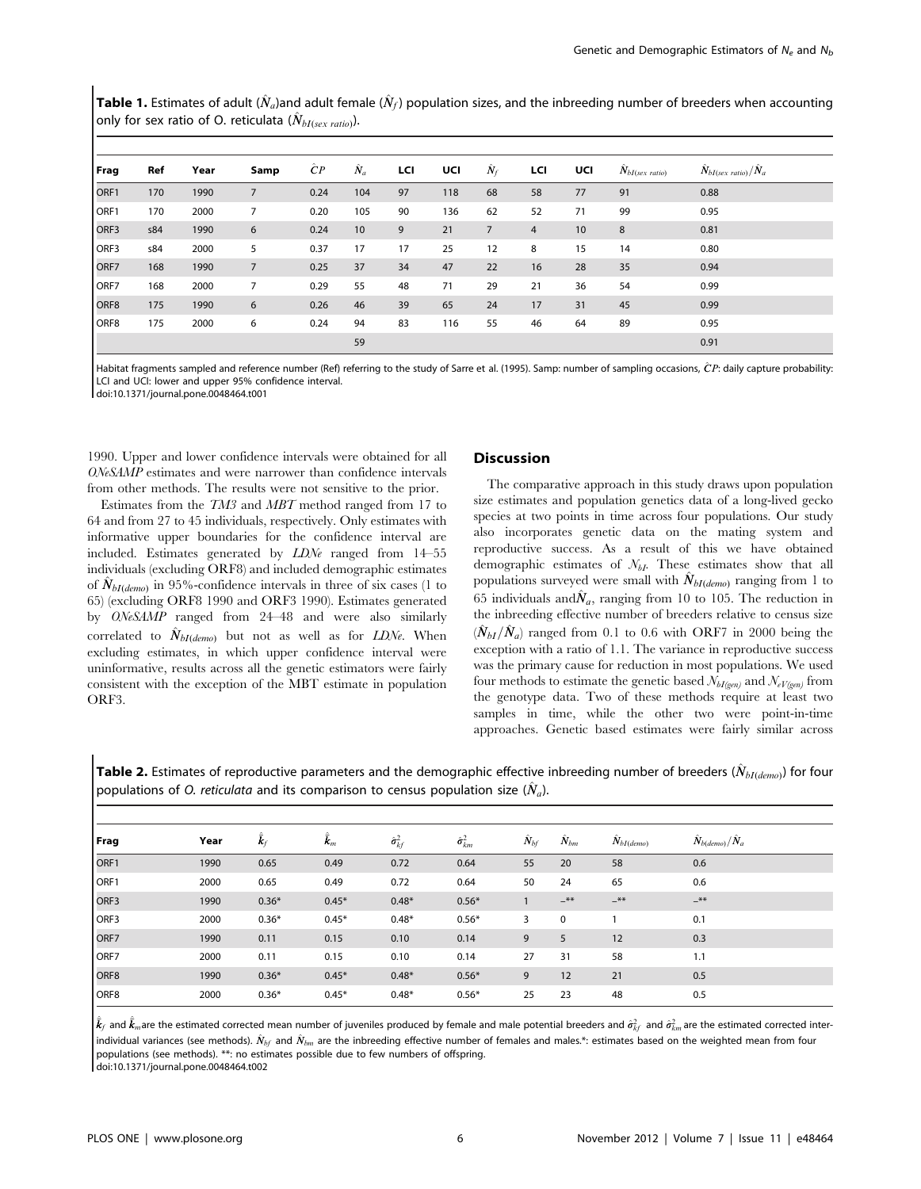**Table 1.** Estimates of adult ($\hat{N}_a$) and adult female ($\hat{N}_f$) population sizes, and the inbreeding number of breeders when accounting only for sex ratio of O. reticulata ($\hat{N}_{bI(sex\ ratio)}$).

| Frag | Ref | Year | Samp | $\hat{C}P$ | $\hat{N}_a$ | LCI | UCI | $\hat{N}_f$ | LCI | UCI | $\hat{N}_{bI(sex\ ratio)}$ | $\hat{N}_{bI(sex\ ratio)}/\hat{N}_a$ |
|---|---|---|---|---|---|---|---|---|---|---|---|---|
| ORF1 | 170 | 1990 | 7 | 0.24 | 104 | 97 | 118 | 68 | 58 | 77 | 91 | 0.88 |
| ORF1 | 170 | 2000 | 7 | 0.20 | 105 | 90 | 136 | 62 | 52 | 71 | 99 | 0.95 |
| ORF3 | s84 | 1990 | 6 | 0.24 | 10 | 9 | 21 | 7 | 4 | 10 | 8 | 0.81 |
| ORF3 | s84 | 2000 | 5 | 0.37 | 17 | 17 | 25 | 12 | 8 | 15 | 14 | 0.80 |
| ORF7 | 168 | 1990 | 7 | 0.25 | 37 | 34 | 47 | 22 | 16 | 28 | 35 | 0.94 |
| ORF7 | 168 | 2000 | 7 | 0.29 | 55 | 48 | 71 | 29 | 21 | 36 | 54 | 0.99 |
| ORF8 | 175 | 1990 | 6 | 0.26 | 46 | 39 | 65 | 24 | 17 | 31 | 45 | 0.99 |
| ORF8 | 175 | 2000 | 6 | 0.24 | 94 | 83 | 116 | 55 | 46 | 64 | 89 | 0.95 |
| | | | | | 59 | | | | | | | 0.91 |

Habitat fragments sampled and reference number (Ref) referring to the study of Sarre et al. (1995). Samp: number of sampling occasions, $\hat{C}P$: daily capture probability: LCI and UCI: lower and upper 95% confidence interval.
doi:10.1371/journal.pone.0048464.t001

1990. Upper and lower confidence intervals were obtained for all *ONeSAMP* estimates and were narrower than confidence intervals from other methods. The results were not sensitive to the prior.

Estimates from the *TM3* and *MBT* method ranged from 17 to 64 and from 27 to 45 individuals, respectively. Only estimates with informative upper boundaries for the confidence interval are included. Estimates generated by *LDNe* ranged from 14–55 individuals (excluding ORF8) and included demographic estimates of $\hat{N}_{bI(demo)}$ in 95%-confidence intervals in three of six cases (1 to 65) (excluding ORF8 1990 and ORF3 1990). Estimates generated by *ONeSAMP* ranged from 24–48 and were also similarly correlated to $\hat{N}_{bI(demo)}$ but not as well as for *LDNe*. When excluding estimates, in which upper confidence interval were uninformative, results across all the genetic estimators were fairly consistent with the exception of the MBT estimate in population ORF3.

## Discussion

The comparative approach in this study draws upon population size estimates and population genetics data of a long-lived gecko species at two points in time across four populations. Our study also incorporates genetic data on the mating system and reproductive success. As a result of this we have obtained demographic estimates of $N_{bI}$. These estimates show that all populations surveyed were small with $\hat{N}_{bI(demo)}$ ranging from 1 to 65 individuals and $\hat{N}_a$, ranging from 10 to 105. The reduction in the inbreeding effective number of breeders relative to census size ($\hat{N}_{bI}/\hat{N}_a$) ranged from 0.1 to 0.6 with ORF7 in 2000 being the exception with a ratio of 1.1. The variance in reproductive success was the primary cause for reduction in most populations. We used four methods to estimate the genetic based $N_{bI(gen)}$ and $N_{eV(gen)}$ from the genotype data. Two of these methods require at least two samples in time, while the other two were point-in-time approaches. Genetic based estimates were fairly similar across

**Table 2.** Estimates of reproductive parameters and the demographic effective inbreeding number of breeders ($\hat{N}_{bI(demo)}$) for four populations of *O. reticulata* and its comparison to census population size ($\hat{N}_a$).

| Frag | Year | $\hat{\bar{k}}_f$ | $\hat{\bar{k}}_m$ | $\hat{\sigma}^2_{kf}$ | $\hat{\sigma}^2_{km}$ | $\hat{N}_{bf}$ | $\hat{N}_{bm}$ | $\hat{N}_{bI(demo)}$ | $\hat{N}_{b(demo)}/\hat{N}_a$ |
|---|---|---|---|---|---|---|---|---|---|
| ORF1 | 1990 | 0.65 | 0.49 | 0.72 | 0.64 | 55 | 20 | 58 | 0.6 |
| ORF1 | 2000 | 0.65 | 0.49 | 0.72 | 0.64 | 50 | 24 | 65 | 0.6 |
| ORF3 | 1990 | 0.36* | 0.45* | 0.48* | 0.56* | 1 | –** | –** | –** |
| ORF3 | 2000 | 0.36* | 0.45* | 0.48* | 0.56* | 3 | 0 | 1 | 0.1 |
| ORF7 | 1990 | 0.11 | 0.15 | 0.10 | 0.14 | 9 | 5 | 12 | 0.3 |
| ORF7 | 2000 | 0.11 | 0.15 | 0.10 | 0.14 | 27 | 31 | 58 | 1.1 |
| ORF8 | 1990 | 0.36* | 0.45* | 0.48* | 0.56* | 9 | 12 | 21 | 0.5 |
| ORF8 | 2000 | 0.36* | 0.45* | 0.48* | 0.56* | 25 | 23 | 48 | 0.5 |

$\hat{\bar{k}}_f$ and $\hat{\bar{k}}_m$ are the estimated corrected mean number of juveniles produced by female and male potential breeders and $\hat{\sigma}^2_{kf}$ and $\hat{\sigma}^2_{km}$ are the estimated corrected inter-individual variances (see methods). $\hat{N}_{bf}$ and $\hat{N}_{bm}$ are the inbreeding effective number of females and males.*: estimates based on the weighted mean from four populations (see methods). **: no estimates possible due to few numbers of offspring.
doi:10.1371/journal.pone.0048464.t002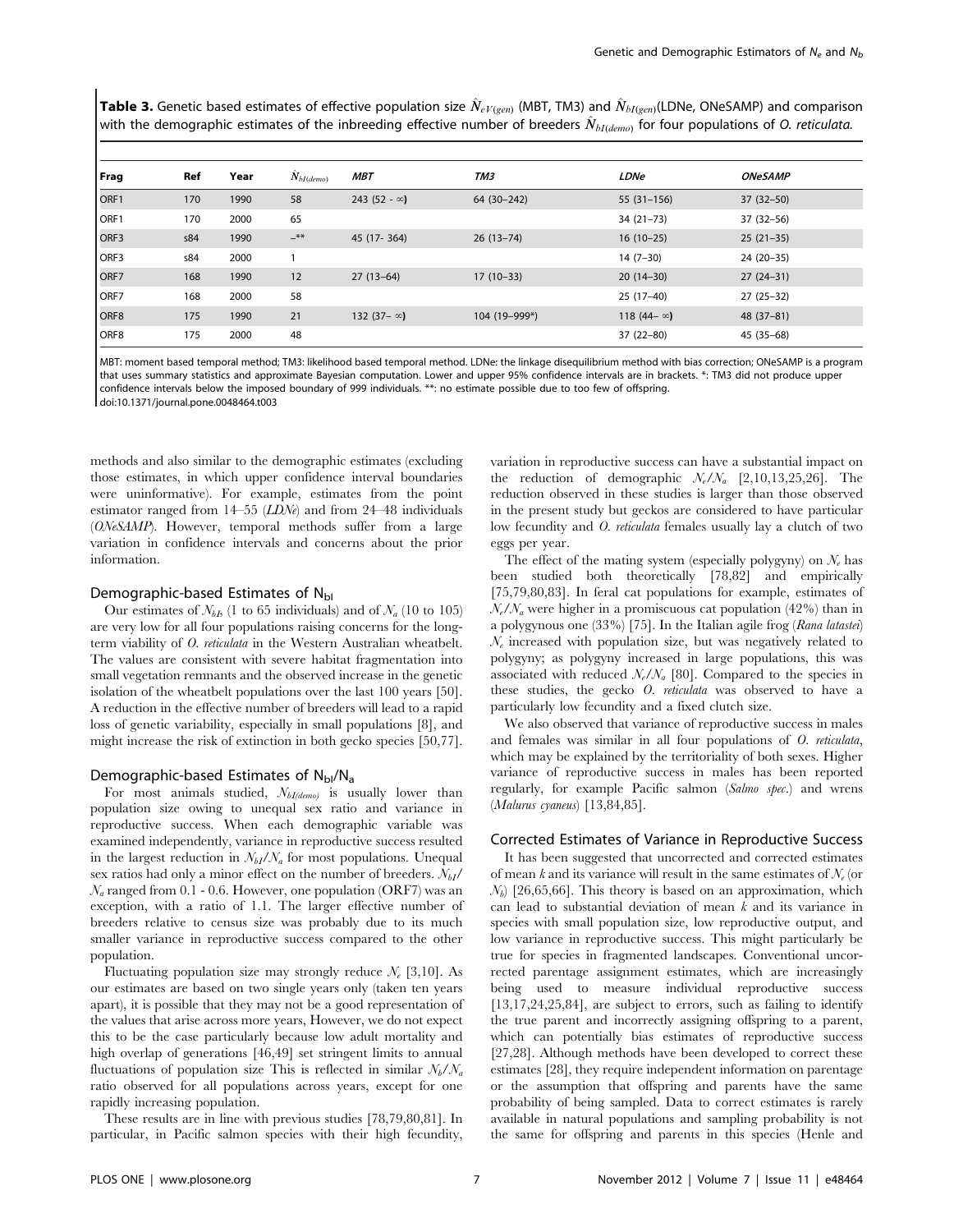**Table 3.** Genetic based estimates of effective population size $\hat{N}_{eV(gen)}$ (MBT, TM3) and $\hat{N}_{bI(gen)}$(LDNe, ONeSAMP) and comparison with the demographic estimates of the inbreeding effective number of breeders $\hat{N}_{bI(demo)}$ for four populations of *O. reticulata*.

| Frag | Ref | Year | $\hat{N}_{bI(demo)}$ | *MBT* | *TM3* | *LDNe* | *ONeSAMP* |
|---|---|---|---|---|---|---|---|
| ORF1 | 170 | 1990 | 58 | 243 (52 - ∞) | 64 (30–242) | 55 (31–156) | 37 (32–50) |
| ORF1 | 170 | 2000 | 65 | | | 34 (21–73) | 37 (32–56) |
| ORF3 | s84 | 1990 | –** | 45 (17- 364) | 26 (13–74) | 16 (10–25) | 25 (21–35) |
| ORF3 | s84 | 2000 | 1 | | | 14 (7–30) | 24 (20–35) |
| ORF7 | 168 | 1990 | 12 | 27 (13–64) | 17 (10–33) | 20 (14–30) | 27 (24–31) |
| ORF7 | 168 | 2000 | 58 | | | 25 (17–40) | 27 (25–32) |
| ORF8 | 175 | 1990 | 21 | 132 (37– ∞) | 104 (19–999*) | 118 (44– ∞) | 48 (37–81) |
| ORF8 | 175 | 2000 | 48 | | | 37 (22–80) | 45 (35–68) |

MBT: moment based temporal method; TM3: likelihood based temporal method. LDNe: the linkage disequilibrium method with bias correction; ONeSAMP is a program that uses summary statistics and approximate Bayesian computation. Lower and upper 95% confidence intervals are in brackets. *: TM3 did not produce upper confidence intervals below the imposed boundary of 999 individuals. **: no estimate possible due to too few of offspring.
doi:10.1371/journal.pone.0048464.t003

methods and also similar to the demographic estimates (excluding those estimates, in which upper confidence interval boundaries were uninformative). For example, estimates from the point estimator ranged from 14–55 (*LDNe*) and from 24–48 individuals (*ONeSAMP*). However, temporal methods suffer from a large variation in confidence intervals and concerns about the prior information.

### Demographic-based Estimates of $N_{bI}$

Our estimates of $N_{bI}$, (1 to 65 individuals) and of $N_a$ (10 to 105) are very low for all four populations raising concerns for the long-term viability of *O. reticulata* in the Western Australian wheatbelt. The values are consistent with severe habitat fragmentation into small vegetation remnants and the observed increase in the genetic isolation of the wheatbelt populations over the last 100 years [50]. A reduction in the effective number of breeders will lead to a rapid loss of genetic variability, especially in small populations [8], and might increase the risk of extinction in both gecko species [50,77].

### Demographic-based Estimates of $N_{bI}/N_a$

For most animals studied, $N_{bI(demo)}$ is usually lower than population size owing to unequal sex ratio and variance in reproductive success. When each demographic variable was examined independently, variance in reproductive success resulted in the largest reduction in $N_{bI}/N_a$ for most populations. Unequal sex ratios had only a minor effect on the number of breeders. $N_{bI}/N_a$ ranged from 0.1 - 0.6. However, one population (ORF7) was an exception, with a ratio of 1.1. The larger effective number of breeders relative to census size was probably due to its much smaller variance in reproductive success compared to the other population.

Fluctuating population size may strongly reduce $N_e$ [3,10]. As our estimates are based on two single years only (taken ten years apart), it is possible that they may not be a good representation of the values that arise across more years, However, we do not expect this to be the case particularly because low adult mortality and high overlap of generations [46,49] set stringent limits to annual fluctuations of population size This is reflected in similar $N_b/N_a$ ratio observed for all populations across years, except for one rapidly increasing population.

These results are in line with previous studies [78,79,80,81]. In particular, in Pacific salmon species with their high fecundity, variation in reproductive success can have a substantial impact on the reduction of demographic $N_e/N_a$ [2,10,13,25,26]. The reduction observed in these studies is larger than those observed in the present study but geckos are considered to have particular low fecundity and *O. reticulata* females usually lay a clutch of two eggs per year.

The effect of the mating system (especially polygyny) on $N_e$ has been studied both theoretically [78,82] and empirically [75,79,80,83]. In feral cat populations for example, estimates of $N_e/N_a$ were higher in a promiscuous cat population (42%) than in a polygynous one (33%) [75]. In the Italian agile frog (*Rana latastei*) $N_e$ increased with population size, but was negatively related to polygyny; as polygyny increased in large populations, this was associated with reduced $N_e/N_a$ [80]. Compared to the species in these studies, the gecko *O. reticulata* was observed to have a particularly low fecundity and a fixed clutch size.

We also observed that variance of reproductive success in males and females was similar in all four populations of *O. reticulata*, which may be explained by the territoriality of both sexes. Higher variance of reproductive success in males has been reported regularly, for example Pacific salmon (*Salmo spec.*) and wrens (*Malurus cyaneus*) [13,84,85].

### Corrected Estimates of Variance in Reproductive Success

It has been suggested that uncorrected and corrected estimates of mean $k$ and its variance will result in the same estimates of $N_e$ (or $N_b$) [26,65,66]. This theory is based on an approximation, which can lead to substantial deviation of mean $k$ and its variance in species with small population size, low reproductive output, and low variance in reproductive success. This might particularly be true for species in fragmented landscapes. Conventional uncorrected parentage assignment estimates, which are increasingly being used to measure individual reproductive success [13,17,24,25,84], are subject to errors, such as failing to identify the true parent and incorrectly assigning offspring to a parent, which can potentially bias estimates of reproductive success [27,28]. Although methods have been developed to correct these estimates [28], they require independent information on parentage or the assumption that offspring and parents have the same probability of being sampled. Data to correct estimates is rarely available in natural populations and sampling probability is not the same for offspring and parents in this species (Henle and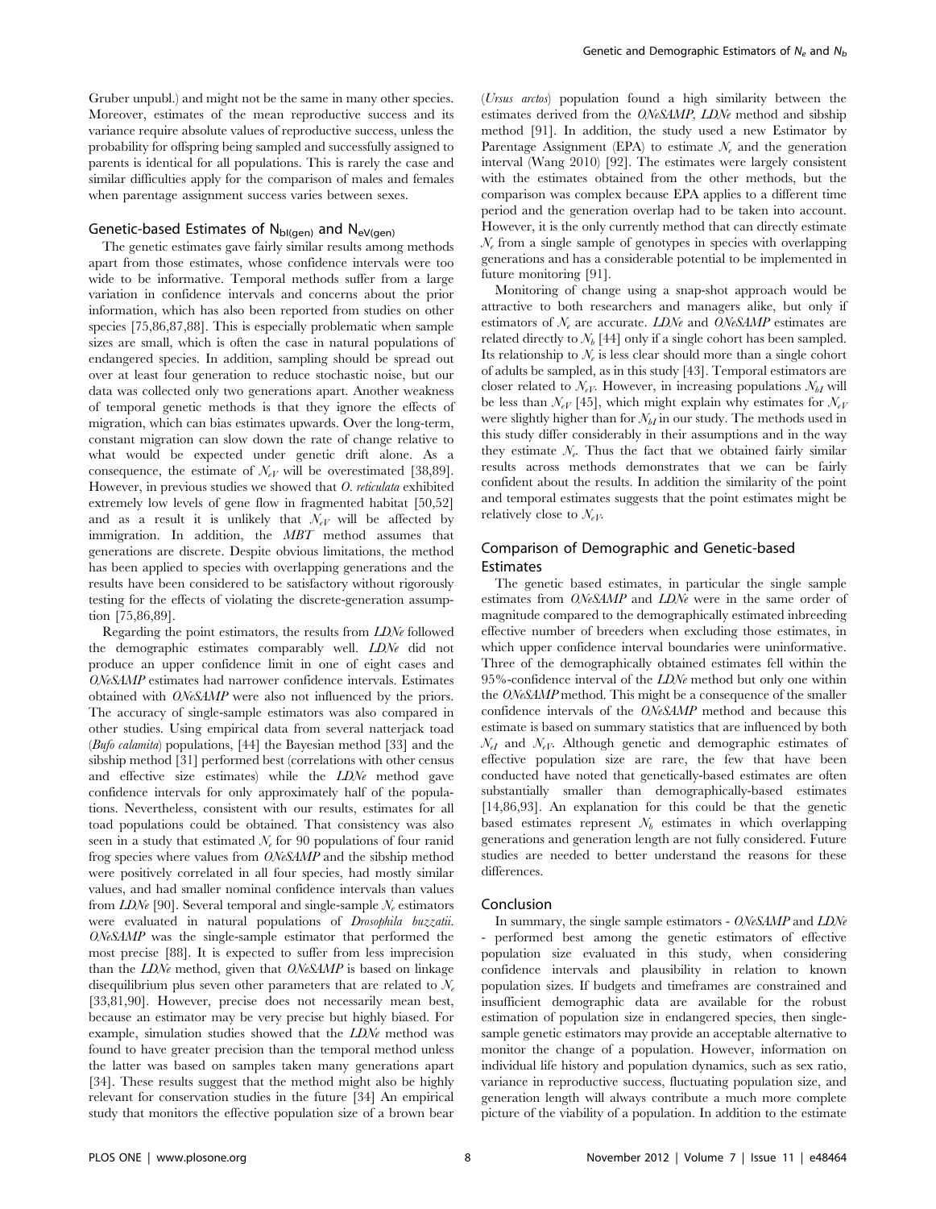Gruber unpubl.) and might not be the same in many other species. Moreover, estimates of the mean reproductive success and its variance require absolute values of reproductive success, unless the probability for offspring being sampled and successfully assigned to parents is identical for all populations. This is rarely the case and similar difficulties apply for the comparison of males and females when parentage assignment success varies between sexes.

## Genetic-based Estimates of $N_{bI(gen)}$ and $N_{eV(gen)}$

The genetic estimates gave fairly similar results among methods apart from those estimates, whose confidence intervals were too wide to be informative. Temporal methods suffer from a large variation in confidence intervals and concerns about the prior information, which has also been reported from studies on other species [75,86,87,88]. This is especially problematic when sample sizes are small, which is often the case in natural populations of endangered species. In addition, sampling should be spread out over at least four generation to reduce stochastic noise, but our data was collected only two generations apart. Another weakness of temporal genetic methods is that they ignore the effects of migration, which can bias estimates upwards. Over the long-term, constant migration can slow down the rate of change relative to what would be expected under genetic drift alone. As a consequence, the estimate of $N_{eV}$ will be overestimated [38,89]. However, in previous studies we showed that *O. reticulata* exhibited extremely low levels of gene flow in fragmented habitat [50,52] and as a result it is unlikely that $N_{eV}$ will be affected by immigration. In addition, the *MBT* method assumes that generations are discrete. Despite obvious limitations, the method has been applied to species with overlapping generations and the results have been considered to be satisfactory without rigorously testing for the effects of violating the discrete-generation assumption [75,86,89].

Regarding the point estimators, the results from *LDNe* followed the demographic estimates comparably well. *LDNe* did not produce an upper confidence limit in one of eight cases and *ONeSAMP* estimates had narrower confidence intervals. Estimates obtained with *ONeSAMP* were also not influenced by the priors. The accuracy of single-sample estimators was also compared in other studies. Using empirical data from several natterjack toad (*Bufo calamita*) populations, [44] the Bayesian method [33] and the sibship method [31] performed best (correlations with other census and effective size estimates) while the *LDNe* method gave confidence intervals for only approximately half of the populations. Nevertheless, consistent with our results, estimates for all toad populations could be obtained. That consistency was also seen in a study that estimated $N_e$ for 90 populations of four ranid frog species where values from *ONeSAMP* and the sibship method were positively correlated in all four species, had mostly similar values, and had smaller nominal confidence intervals than values from *LDNe* [90]. Several temporal and single-sample $N_e$ estimators were evaluated in natural populations of *Drosophila buzzatii*. *ONeSAMP* was the single-sample estimator that performed the most precise [88]. It is expected to suffer from less imprecision than the *LDNe* method, given that *ONeSAMP* is based on linkage disequilibrium plus seven other parameters that are related to $N_e$ [33,81,90]. However, precise does not necessarily mean best, because an estimator may be very precise but highly biased. For example, simulation studies showed that the *LDNe* method was found to have greater precision than the temporal method unless the latter was based on samples taken many generations apart [34]. These results suggest that the method might also be highly relevant for conservation studies in the future [34] An empirical study that monitors the effective population size of a brown bear (*Ursus arctos*) population found a high similarity between the estimates derived from the *ONeSAMP*, *LDNe* method and sibship method [91]. In addition, the study used a new Estimator by Parentage Assignment (EPA) to estimate $N_e$ and the generation interval (Wang 2010) [92]. The estimates were largely consistent with the estimates obtained from the other methods, but the comparison was complex because EPA applies to a different time period and the generation overlap had to be taken into account. However, it is the only currently method that can directly estimate $N_e$ from a single sample of genotypes in species with overlapping generations and has a considerable potential to be implemented in future monitoring [91].

Monitoring of change using a snap-shot approach would be attractive to both researchers and managers alike, but only if estimators of $N_e$ are accurate. *LDNe* and *ONeSAMP* estimates are related directly to $N_b$ [44] only if a single cohort has been sampled. Its relationship to $N_e$ is less clear should more than a single cohort of adults be sampled, as in this study [43]. Temporal estimators are closer related to $N_{eV}$. However, in increasing populations $N_{bI}$ will be less than $N_{eV}$ [45], which might explain why estimates for $N_{eV}$ were slightly higher than for $N_{bI}$ in our study. The methods used in this study differ considerably in their assumptions and in the way they estimate $N_e$. Thus the fact that we obtained fairly similar results across methods demonstrates that we can be fairly confident about the results. In addition the similarity of the point and temporal estimates suggests that the point estimates might be relatively close to $N_{eV}$.

## Comparison of Demographic and Genetic-based Estimates

The genetic based estimates, in particular the single sample estimates from *ONeSAMP* and *LDNe* were in the same order of magnitude compared to the demographically estimated inbreeding effective number of breeders when excluding those estimates, in which upper confidence interval boundaries were uninformative. Three of the demographically obtained estimates fell within the 95%-confidence interval of the *LDNe* method but only one within the *ONeSAMP* method. This might be a consequence of the smaller confidence intervals of the *ONeSAMP* method and because this estimate is based on summary statistics that are influenced by both $N_{eI}$ and $N_{eV}$. Although genetic and demographic estimates of effective population size are rare, the few that have been conducted have noted that genetically-based estimates are often substantially smaller than demographically-based estimates [14,86,93]. An explanation for this could be that the genetic based estimates represent $N_b$ estimates in which overlapping generations and generation length are not fully considered. Future studies are needed to better understand the reasons for these differences.

## Conclusion

In summary, the single sample estimators - *ONeSAMP* and *LDNe* - performed best among the genetic estimators of effective population size evaluated in this study, when considering confidence intervals and plausibility in relation to known population sizes. If budgets and timeframes are constrained and insufficient demographic data are available for the robust estimation of population size in endangered species, then single-sample genetic estimators may provide an acceptable alternative to monitor the change of a population. However, information on individual life history and population dynamics, such as sex ratio, variance in reproductive success, fluctuating population size, and generation length will always contribute a much more complete picture of the viability of a population. In addition to the estimate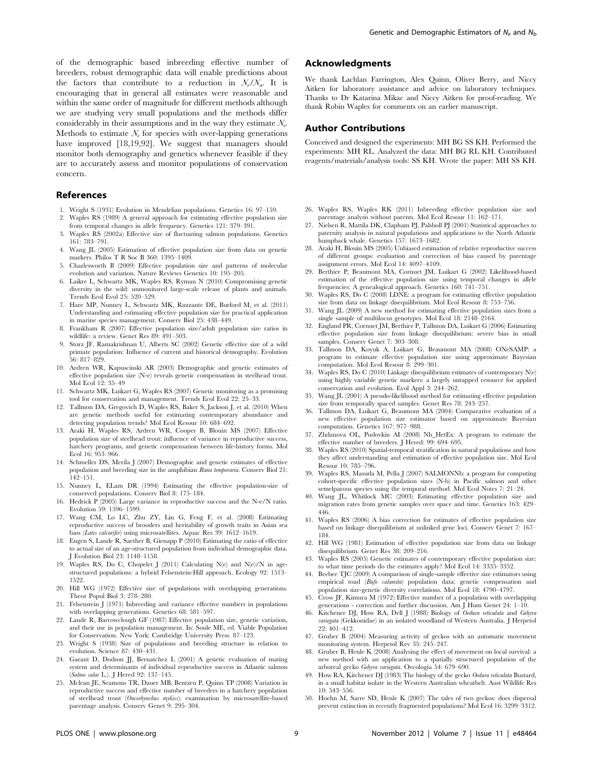of the demographic based inbreeding effective number of breeders, robust demographic data will enable predictions about the factors that contribute to a reduction in $N_e/N_a$. It is encouraging that in general all estimates were reasonable and within the same order of magnitude for different methods although we are studying very small populations and the methods differ considerably in their assumptions and in the way they estimate $N_e$. Methods to estimate $N_e$ for species with over-lapping generations have improved [18,19,92]. We suggest that managers should monitor both demography and genetics whenever feasible if they are to accurately assess and monitor populations of conservation concern.

## Acknowledgments

We thank Lachlan Farrington, Alex Quinn, Oliver Berry, and Niccy Aitken for laboratory assistance and advice on laboratory techniques. Thanks to Dr Katarina Mikac and Niccy Aitken for proof-reading. We thank Robin Waples for comments on an earlier manuscript.

## Author Contributions

Conceived and designed the experiments: MH BG SS KH. Performed the experiments: MH RL. Analyzed the data: MH BG RL KH. Contributed reagents/materials/analysis tools: SS KH. Wrote the paper: MH SS KH.

## References

1. Wright S (1931) Evolution in Mendelian populations. Genetics 16: 97–159.
2. Waples RS (1989) A general approach for estimating effective population size from temporal changes in allele frequency. Genetics 121: 379–391.
3. Waples RS (2002a) Effective size of fluctuating salmon populations. Genetics 161: 783–791.
4. Wang JL (2005) Estimation of effective population size from data on genetic markers. Philos T R Soc B 360: 1395–1409.
5. Charlesworth B (2009) Effective population size and patterns of molecular evolution and variation. Nature Reviews Genetics 10: 195–205.
6. Laikre L, Schwartz MK, Waples RS, Ryman N (2010) Compromising genetic diversity in the wild: unmonitored large-scale release of plants and animals. Trends Ecol Evol 25: 520–529.
7. Hare MP, Nunney L, Schwartz MK, Ruzzante DE, Burford M, et al. (2011) Understanding and estimating effective population size for practical application in marine species management. Conserv Biol 25: 438–449.
8. Frankham R (2007) Effective population size/adult population size ratios in wildlife: a review. Genet Res 89: 491–503.
9. Storz JF, Ramakrishnan U, Alberts SC (2002) Genetic effective size of a wild primate population: Influence of current and historical demography. Evolution 56: 817–829.
10. Ardren WR, Kapuscinski AR (2003) Demographic and genetic estimates of effective population size (N-e) reveals genetic compensation in steelhead trout. Mol Ecol 12: 35–49
11. Schwartz MK, Luikart G, Waples RS (2007) Genetic monitoring as a promising tool for conservation and management. Trends Ecol Evol 22: 25–33.
12. Tallmon DA, Gregovich D, Waples RS, Baker S, Jackson J, et al. (2010) When are genetic methods useful for estimating contemporary abundance and detecting population trends? Mol Ecol Resour 10: 684–692.
13. Araki H, Waples RS, Ardren WR, Cooper B, Blouin MS (2007) Effective population size of steelhead trout: influence of variance in reproductive success, hatchery programs, and genetic compensation between life-history forms. Mol Ecol 16: 953–966.
14. Schmeller DS, Merila J (2007) Demographic and genetic estimates of effective population and breeding size in the amphibian *Rana temporaria*. Conserv Biol 21: 142–151.
15. Nunney L, ELam DR (1994) Estimating the effective population-size of conserved populations. Conserv Biol 8: 175–184.
16. Hedrick P (2005) Large variance in reproductive success and the N-e/N ratio. Evolution 59: 1596–1599.
17. Wang CM, Lo LC, Zhu ZY, Lin G, Feng F, et al. (2008) Estimating reproductive success of brooders and heritability of growth traits in Asian sea bass (*Lates calcarifer*) using microsatellites. Aquac Res 39: 1612–1619.
18. Engen S, Lande R, Saether B, Gienapp P (2010) Estimating the ratio of effective to actual size of an age-structured population from individual demographic data. J Evolution Biol 23: 1148–1158.
19. Waples RS, Do C, Chopelet J (2011) Calculating N(e) and N(e)/N in age-structured populations: a hybrid Felsenstein-Hill approach. Ecology 92: 1513–1522.
20. Hill WG (1972) Effective size of populations with overlapping generations. Theor Popul Biol 3: 278–280.
21. Felsenstein J (1971) Inbreeding and variance effective numbers in populations with overlapping generations. Genetics 68: 581–597.
22. Lande R, Barrowclough GF (1987) Effective population size, genetic variation, and their use in population management. In: Soule ME, ed. Viable Population for Conservation. New York: Cambridge University Press. 87–123.
23. Wright S (1938) Size of populations and breeding structure in relation to evolution. Science 87: 430–431.
24. Garant D, Dodson JJ, Bernatchez L (2001) A genetic evaluation of mating system and determinants of individual reproductive success in Atlantic salmon (*Salmo salar* L.). J Hered 92: 137–145.
25. Mclean JE, Seamons TR, Dauer MB, Bentzen P, Quinn TP (2008) Variation in reproductive success and effective number of breeders in a hatchery population of steelhead trout (*Oncorhynchus mykiss*): examination by microsatellite-based parentage analysis. Conserv Genet 9: 295–304.
26. Waples RS, Waples RK (2011) Inbreeding effective population size and parentage analysis without parents. Mol Ecol Resour 11: 162–171.
27. Nielsen R, Mattila DK, Clapham PJ, Palsboll PJ (2001) Statistical approaches to paternity analysis in natural populations and applications to the North Atlantic humpback whale. Genetics 157: 1673–1682.
28. Araki H, Blouin MS (2005) Unbiased estimation of relative reproductive success of different groups: evaluation and correction of bias caused by parentage assignment errors. Mol Ecol 14: 4097–4109.
29. Berthier P, Beaumont MA, Cornuet JM, Luikart G (2002) Likelihood-based estimation of the effective population size using temporal changes in allele frequencies: A genealogical approach. Genetics 160: 741–751.
30. Waples RS, Do C (2008) LDNE: a program for estimating effective population size from data on linkage disequilibrium. Mol Ecol Resour 8: 753–756.
31. Wang JL (2009) A new method for estimating effective population sizes from a single sample of multilocus genotypes. Mol Ecol 18: 2148–2164.
32. England PR, Cornuet JM, Berthier P, Tallmon DA, Luikart G (2006) Estimating effective population size from linkage disequilibrium: severe bias in small samples. Conserv Genet 7: 303–308.
33. Tallmon DA, Koyuk A, Luikart G, Beaumont MA (2008) ONeSAMP: a program to estimate effective population size using approximate Bayesian computation. Mol Ecol Resour 8: 299–301.
34. Waples RS, Do C (2010) Linkage disequilibrium estimates of contemporary N(e) using highly variable genetic markers: a largely untapped resource for applied conservation and evolution. Evol Appl 3: 244–262.
35. Wang JL (2001) A pseudo-likelihood method for estimating effective population size from temporally spaced samples. Genet Res 78: 243–257.
36. Tallmon DA, Luikart G, Beaumont MA (2004) Comparative evaluation of a new effective population size estimator based on approximate Bayesian computation. Genetics 167: 977–988.
37. Zhdanova OL, Pudovkin AI (2008) Nb_HetEx: A program to estimate the effective number of breeders. J Hered: 99: 694–695.
38. Waples RS (2010) Spatial-temporal stratification in natural populations and how they affect understanding and estimation of effective population size. Mol Ecol Resour 10: 785–796.
39. Waples RS, Masuda M, Pella J (2007) SALMONNb: a program for computing cohort-specific effective population sizes (N-b) in Pacific salmon and other semelparous species using the temporal method. Mol Ecol Notes 7: 21–24.
40. Wang JL, Whitlock MC (2003) Estimating effective population size and migration rates from genetic samples over space and time. Genetics 163: 429–446.
41. Waples RS (2006) A bias correction for estimates of effective population size based on linkage disequilibrium at unlinked gene loci. Conserv Genet 7: 167–184.
42. Hill WG (1981) Estimation of effective population size from data on linkage disequilibrium. Genet Res 38: 209–216.
43. Waples RS (2005) Genetic estimates of contemporary effective population size: to what time periods do the estimates apply? Mol Ecol 14: 3335–3352.
44. Beebee TJC (2009) A comparison of single-sample effective size estimators using empirical toad (*Bufo calamita*) population data: genetic compensation and population size-genetic diversity correlations. Mol Ecol 18: 4790–4797.
45. Crow JF, Kimura M (1972) Effective number of a population with overlapping generations - correction and further discussion. Am J Hum Genet 24: 1–10.
46. Kitchener DJ, How RA, Dell J (1988) Biology of *Oedura reticulata* and *Gehyra variegata* (Gekkonidae) in an isolated woodland of Western Australia. J Herpetol 22: 401–412.
47. Gruber B (2004) Measuring activity of geckos with an automatic movement monitoring system. Herpetol Rev 35: 245–247.
48. Gruber B, Henle K (2008) Analysing the effect of movement on local survival: a new method with an application to a spatially structured population of the arboreal gecko *Gehyra variegata*. Oecologia 54: 679–690.
49. How RA, Kitchener DJ (1983) The biology of the gecko *Oedura reticulata* Bustard, in a small habitat isolate in the Western Australian wheatbelt. Aust Wildlife Res 10: 543–556.
50. Hoehn M, Sarre SD, Henle K (2007) The tales of two geckos: does dispersal prevent extinction in recently fragmented populations? Mol Ecol 16: 3299–3312.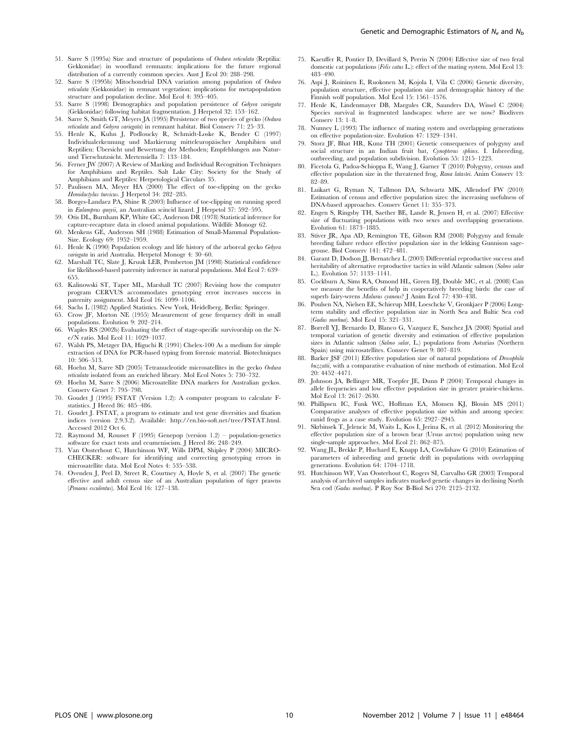51. Sarre S (1995a) Size and structure of populations of *Oedura reticulata* (Reptilia: Gekkonidae) in woodland remnants: implications for the future regional distribution of a currently common species. Aust J Ecol 20: 288–298.
52. Sarre S (1995b) Mitochondrial DNA variation among population of *Oedura reticulata* (Gekkonidae) in remnant vegetation: implications for metapopulation structure and population decline. Mol Ecol 4: 395–405.
53. Sarre S (1998) Demographics and population persistence of *Gehyra variegata* (Gekkonidae) following habitat fragmentation. J Herpetol 32: 153–162.
54. Sarre S, Smith GT, Meyers JA (1995) Persistence of two species of gecko (*Oedura reticulata* and *Gehyra variegata*) in remnant habitat. Biol Conserv 71: 25–33.
55. Henle K, Kuhn J, Podloucky R, Schmidt-Loske K, Bender C (1997) Individualerkennung und Markierung mitteleuropäischer Amphibien und Reptilien: Übersicht und Bewertung der Methoden; Empfehlungen aus Natur- und Tierschutzsicht. Mertensiella 7: 133–184.
56. Ferner JW (2007) A Review of Marking and Individual Recognition Techniques for Amphibians and Reptiles. Salt Lake City: Society for the Study of Amphibians and Reptiles: Herpetological Circulars 35.
57. Paulissen MA, Meyer HA (2000) The effect of toe-clipping on the gecko *Hemidactylus turcicus*. J Herpetol 34: 282–285.
58. Borges-Landaez PA, Shine R (2003) Influence of toe-clipping on running speed in *Eulamprus quoyii*, an Australian scincid lizard. J Herpetol 37: 592–595.
59. Otis DL, Burnham KP, White GC, Anderson DR (1978) Statistical inference for capture-recapture data in closed animal populations. Wildlife Monogr 62.
60. Menkens GE, Anderson SH (1988) Estimation of Small-Mammal Population-Size. Ecology 69: 1952–1959.
61. Henle K (1990) Population ecology and life history of the arboreal gecko *Gehyra variegata* in arid Australia. Herpetol Monogr 4: 30–60.
62. Marshall TC, Slate J, Kruuk LEB, Pemberton JM (1998) Statistical confidence for likelihood-based paternity inference in natural populations. Mol Ecol 7: 639–655.
63. Kalinowski ST, Taper ML, Marshall TC (2007) Revising how the computer program CERVUS accommodates genotyping error increases success in paternity assignment. Mol Ecol 16: 1099–1106.
64. Sachs L (1982) Applied Statistics. New York, Heidelberg, Berlin: Springer.
65. Crow JF, Morton NE (1955) Measurement of gene frequency drift in small populations. Evolution 9: 202–214.
66. Waples RS (2002b) Evaluating the effect of stage-specific survivorship on the N-e/N ratio. Mol Ecol 11: 1029–1037.
67. Walsh PS, Metzger DA, Higuchi R (1991) Chelex-100 As a medium for simple extraction of DNA for PCR-based typing from forensic material. Biotechniques 10: 506–513.
68. Hoehn M, Sarre SD (2005) Tetranucleotide microsatellites in the gecko *Oedura reticulata* isolated from an enriched library. Mol Ecol Notes 5: 730–732.
69. Hoehn M, Sarre S (2006) Microsatellite DNA markers for Australian geckos. Conserv Genet 7: 795–798.
70. Goudet J (1995) FSTAT (Version 1.2): A computer program to calculate F-statistics. J Hered 86: 485–486.
71. Goudet J. FSTAT, a program to estimate and test gene diversities and fixation indices (version 2.9.3.2). Available: http://en.bio-soft.net/tree/FSTAT.html. Accessed 2012 Oct 6.
72. Raymond M, Rousset F (1995) Genepop (version 1.2) – population-genetics software for exact tests and ecumeniscism. J Hered 86: 248–249.
73. Van Oosterhout C, Hutchinson WF, Wills DPM, Shipley P (2004) MICRO-CHECKER: software for identifying and correcting genotyping errors in microsatellite data. Mol Ecol Notes 4: 535–538.
74. Ovenden J, Peel D, Street R, Courtney A, Hoyle S, et al. (2007) The genetic effective and adult census size of an Australian population of tiger prawns (*Penaeus esculentus*). Mol Ecol 16: 127–138.
75. Kaeuffer R, Pontier D, Devillard S, Perrin N (2004) Effective size of two feral domestic cat populations (*Felis catus* L.): effect of the mating system. Mol Ecol 13: 483–490.
76. Aspi J, Roininen E, Ruokonen M, Kojola I, Vila C (2006) Genetic diversity, population structure, effective population size and demographic history of the Finnish wolf population. Mol Ecol 15: 1561–1576.
77. Henle K, Lindenmayer DB, Margules CR, Saunders DA, Wissel C (2004) Species survival in fragmented landscapes: where are we now? Biodivers Conserv 13: 1–8.
78. Nunney L (1993) The influence of mating system and overlapping generations on effective population-size. Evolution 47: 1329–1341.
79. Storz JF, Bhat HR, Kunz TH (2001) Genetic consequences of polygyny and social structure in an Indian fruit bat, *Cynopterus sphinx*. I. Inbreeding, outbreeding, and population subdivision. Evolution 55: 1215–1223.
80. Ficetola G, Padoa-Schioppa E, Wang J, Garner T (2010) Polygyny, census and effective population size in the threatened frog, *Rana latastei*. Anim Conserv 13: 82–89.
81. Luikart G, Ryman N, Tallmon DA, Schwartz MK, Allendorf FW (2010) Estimation of census and effective population sizes: the increasing usefulness of DNA-based approaches. Conserv Genet 11: 355–373.
82. Engen S, Ringsby TH, Saether BE, Lande R, Jensen H, et al. (2007) Effective size of fluctuating populations with two sexes and overlapping generations. Evolution 61: 1873–1885.
83. Stiver JR, Apa AD, Remington TE, Gibson RM (2008) Polygyny and female breeding failure reduce effective population size in the lekking Gunnison sage-grouse. Biol Conserv 141: 472–481.
84. Garant D, Dodson JJ, Bernatchez L (2003) Differential reproductive success and heritability of alternative reproductive tactics in wild Atlantic salmon (*Salmo salar* L.). Evolution 57: 1133–1141.
85. Cockburn A, Sims RA, Osmond HL, Green DJ, Double MC, et al. (2008) Can we measure the benefits of help in cooperatively breeding birds: the case of superb fairy-wrens *Malurus cyaneus*? J Anim Ecol 77: 430–438.
86. Poulsen NA, Nielsen EE, Schierup MH, Loeschcke V, Gronkjaer P (2006) Long-term stability and effective population size in North Sea and Baltic Sea cod (*Gadus morhua*). Mol Ecol 15: 321–331.
87. Borrell YJ, Bernardo D, Blanco G, Vazquez E, Sanchez JA (2008) Spatial and temporal variation of genetic diversity and estimation of effective population sizes in Atlantic salmon (*Salmo salar*, L.) populations from Asturias (Northern Spain) using microsatellites. Conserv Genet 9: 807–819.
88. Barker JSF (2011) Effective population size of natural populations of *Drosophila buzzatii*, with a comparative evaluation of nine methods of estimation. Mol Ecol 20: 4452–4471.
89. Johnson JA, Bellinger MR, Toepfer JE, Dunn P (2004) Temporal changes in allele frequencies and low effective population size in greater prairie-chickens. Mol Ecol 13: 2617–2630.
90. Phillipsen IC, Funk WC, Hoffman EA, Monsen KJ, Blouin MS (2011) Comparative analyses of effective population size within and among species: ranid frogs as a case study. Evolution 65: 2927–2945.
91. Skrbinsek T, Jelencic M, Waits L, Kos I, Jerina K, et al. (2012) Monitoring the effective population size of a brown bear (Ursus arctos) population using new single-sample approaches. Mol Ecol 21: 862–875.
92. Wang JL, Brekke P, Huchard E, Knapp LA, Cowlishaw G (2010) Estimation of parameters of inbreeding and genetic drift in populations with overlapping generations. Evolution 64: 1704–1718.
93. Hutchinson WF, Van Oosterhout C, Rogers SI, Carvalho GR (2003) Temporal analysis of archived samples indicates marked genetic changes in declining North Sea cod (*Gadus morhua*). P Roy Soc B-Biol Sci 270: 2125–2132.